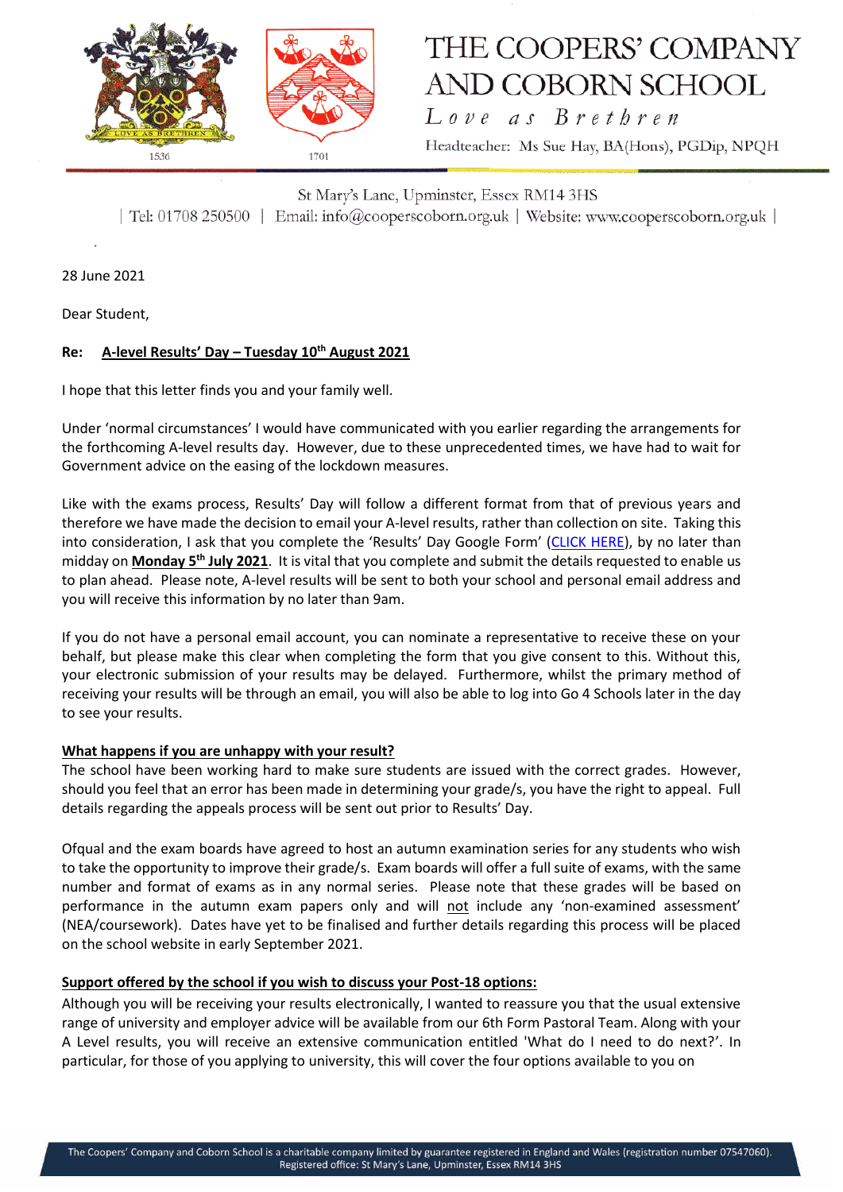# THE COOPERS' COMPANY AND COBORN SCHOOL

*Love as Brethren*

Headteacher: Ms Sue Hay, BA(Hons), PGDip, NPQH

St Mary's Lane, Upminster, Essex RM14 3HS

| Tel: 01708 250500 | Email: info@cooperscoborn.org.uk | Website: www.cooperscoborn.org.uk |

28 June 2021

Dear Student,

**Re: <u>A-level Results' Day – Tuesday 10th August 2021</u>**

I hope that this letter finds you and your family well.

Under 'normal circumstances' I would have communicated with you earlier regarding the arrangements for the forthcoming A-level results day. However, due to these unprecedented times, we have had to wait for Government advice on the easing of the lockdown measures.

Like with the exams process, Results' Day will follow a different format from that of previous years and therefore we have made the decision to email your A-level results, rather than collection on site. Taking this into consideration, I ask that you complete the 'Results' Day Google Form' (CLICK HERE), by no later than midday on **<u>Monday 5th July 2021</u>**. It is vital that you complete and submit the details requested to enable us to plan ahead. Please note, A-level results will be sent to both your school and personal email address and you will receive this information by no later than 9am.

If you do not have a personal email account, you can nominate a representative to receive these on your behalf, but please make this clear when completing the form that you give consent to this. Without this, your electronic submission of your results may be delayed. Furthermore, whilst the primary method of receiving your results will be through an email, you will also be able to log into Go 4 Schools later in the day to see your results.

**<u>What happens if you are unhappy with your result?</u>**

The school have been working hard to make sure students are issued with the correct grades. However, should you feel that an error has been made in determining your grade/s, you have the right to appeal. Full details regarding the appeals process will be sent out prior to Results' Day.

Ofqual and the exam boards have agreed to host an autumn examination series for any students who wish to take the opportunity to improve their grade/s. Exam boards will offer a full suite of exams, with the same number and format of exams as in any normal series. Please note that these grades will be based on performance in the autumn exam papers only and will <u>not</u> include any 'non-examined assessment' (NEA/coursework). Dates have yet to be finalised and further details regarding this process will be placed on the school website in early September 2021.

**<u>Support offered by the school if you wish to discuss your Post-18 options:</u>**

Although you will be receiving your results electronically, I wanted to reassure you that the usual extensive range of university and employer advice will be available from our 6th Form Pastoral Team. Along with your A Level results, you will receive an extensive communication entitled 'What do I need to do next?'. In particular, for those of you applying to university, this will cover the four options available to you on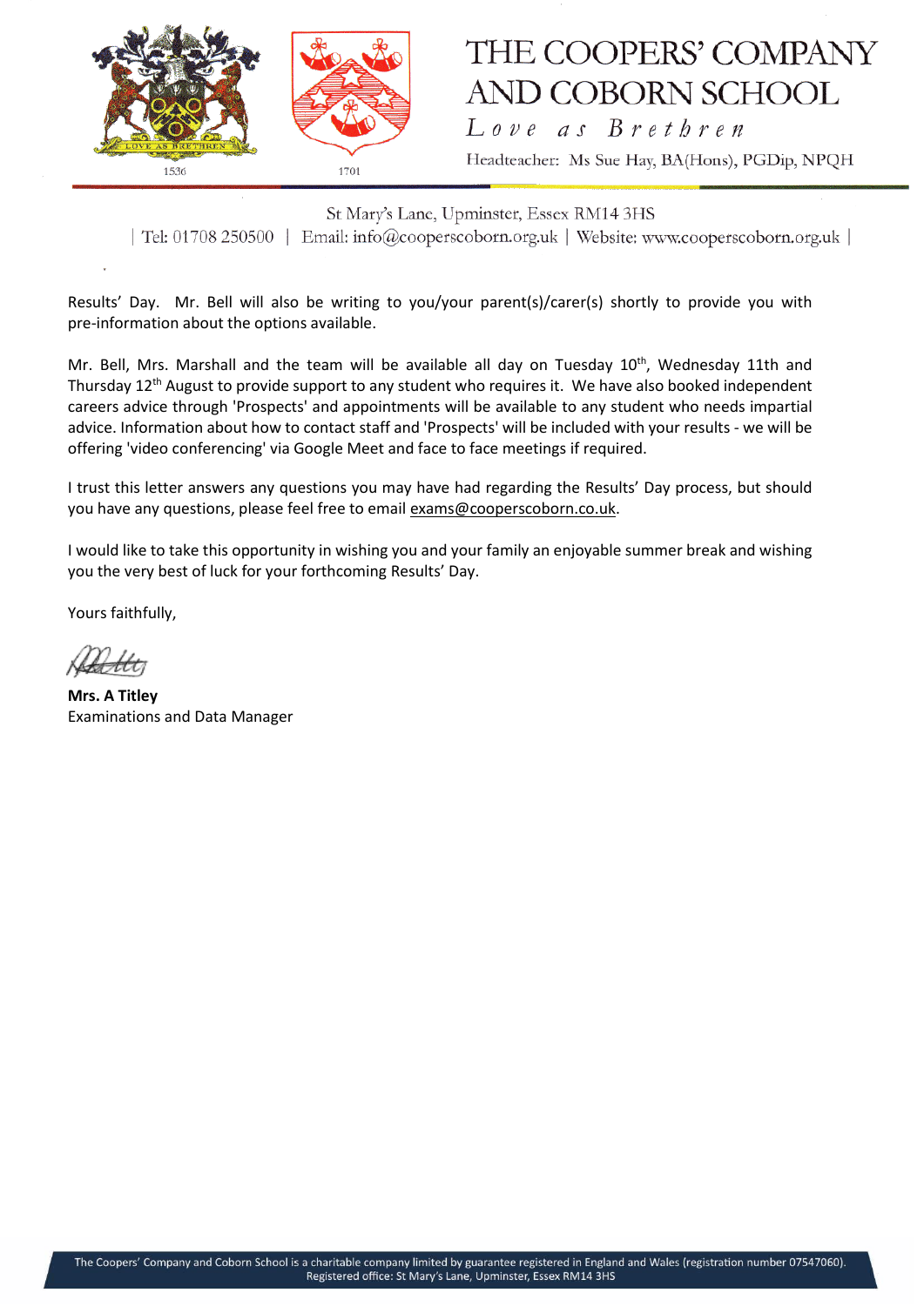# THE COOPERS' COMPANY AND COBORN SCHOOL

*Love as Brethren*

Headteacher: Ms Sue Hay, BA(Hons), PGDip, NPQH

St Mary's Lane, Upminster, Essex RM14 3HS

| Tel: 01708 250500 | Email: info@cooperscoborn.org.uk | Website: www.cooperscoborn.org.uk |

Results' Day. Mr. Bell will also be writing to you/your parent(s)/carer(s) shortly to provide you with pre-information about the options available.

Mr. Bell, Mrs. Marshall and the team will be available all day on Tuesday 10th, Wednesday 11th and Thursday 12th August to provide support to any student who requires it. We have also booked independent careers advice through 'Prospects' and appointments will be available to any student who needs impartial advice. Information about how to contact staff and 'Prospects' will be included with your results - we will be offering 'video conferencing' via Google Meet and face to face meetings if required.

I trust this letter answers any questions you may have had regarding the Results' Day process, but should you have any questions, please feel free to email exams@cooperscoborn.co.uk.

I would like to take this opportunity in wishing you and your family an enjoyable summer break and wishing you the very best of luck for your forthcoming Results' Day.

Yours faithfully,

**Mrs. A Titley**
Examinations and Data Manager

The Coopers' Company and Coborn School is a charitable company limited by guarantee registered in England and Wales (registration number 07547060). Registered office: St Mary's Lane, Upminster, Essex RM14 3HS